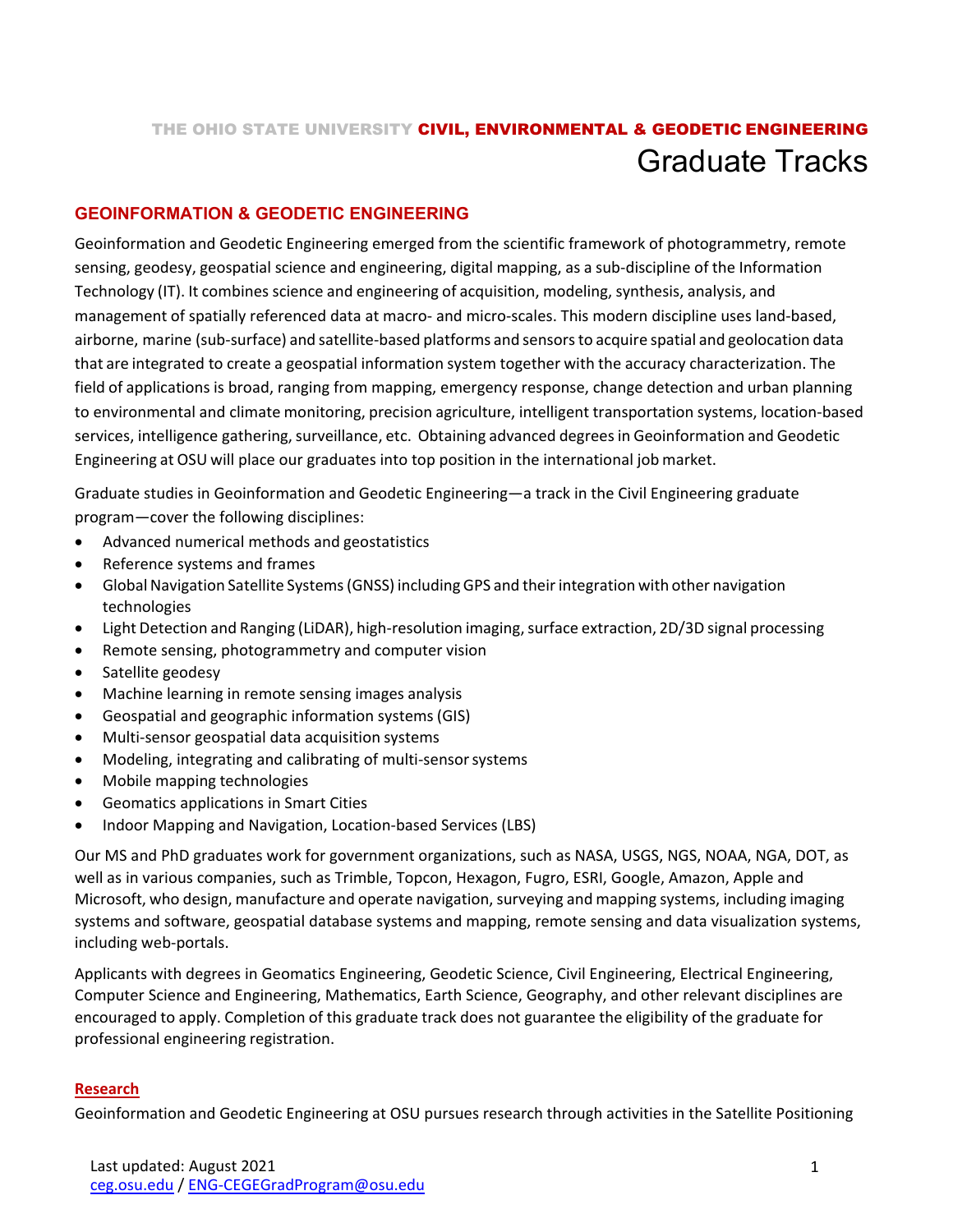THE OHIO STATE UNIVERSITY **CIVIL, ENVIRONMENTAL & GEODETIC ENGINEERING**

# Graduate Tracks

## GEOINFORMATION & GEODETIC ENGINEERING

Geoinformation and Geodetic Engineering emerged from the scientific framework of photogrammetry, remote sensing, geodesy, geospatial science and engineering, digital mapping, as a sub-discipline of the Information Technology (IT). It combines science and engineering of acquisition, modeling, synthesis, analysis, and management of spatially referenced data at macro- and micro-scales. This modern discipline uses land-based, airborne, marine (sub-surface) and satellite-based platforms and sensors to acquire spatial and geolocation data that are integrated to create a geospatial information system together with the accuracy characterization. The field of applications is broad, ranging from mapping, emergency response, change detection and urban planning to environmental and climate monitoring, precision agriculture, intelligent transportation systems, location-based services, intelligence gathering, surveillance, etc. Obtaining advanced degrees in Geoinformation and Geodetic Engineering at OSU will place our graduates into top position in the international job market.

Graduate studies in Geoinformation and Geodetic Engineering—a track in the Civil Engineering graduate program—cover the following disciplines:

- Advanced numerical methods and geostatistics
- Reference systems and frames
- Global Navigation Satellite Systems (GNSS) including GPS and their integration with other navigation technologies
- Light Detection and Ranging (LiDAR), high-resolution imaging, surface extraction, 2D/3D signal processing
- Remote sensing, photogrammetry and computer vision
- Satellite geodesy
- Machine learning in remote sensing images analysis
- Geospatial and geographic information systems (GIS)
- Multi-sensor geospatial data acquisition systems
- Modeling, integrating and calibrating of multi-sensor systems
- Mobile mapping technologies
- Geomatics applications in Smart Cities
- Indoor Mapping and Navigation, Location-based Services (LBS)

Our MS and PhD graduates work for government organizations, such as NASA, USGS, NGS, NOAA, NGA, DOT, as well as in various companies, such as Trimble, Topcon, Hexagon, Fugro, ESRI, Google, Amazon, Apple and Microsoft, who design, manufacture and operate navigation, surveying and mapping systems, including imaging systems and software, geospatial database systems and mapping, remote sensing and data visualization systems, including web-portals.

Applicants with degrees in Geomatics Engineering, Geodetic Science, Civil Engineering, Electrical Engineering, Computer Science and Engineering, Mathematics, Earth Science, Geography, and other relevant disciplines are encouraged to apply. Completion of this graduate track does not guarantee the eligibility of the graduate for professional engineering registration.

### Research

Geoinformation and Geodetic Engineering at OSU pursues research through activities in the Satellite Positioning

Last updated: August 2021
ceg.osu.edu / ENG-CEGEGradProgram@osu.edu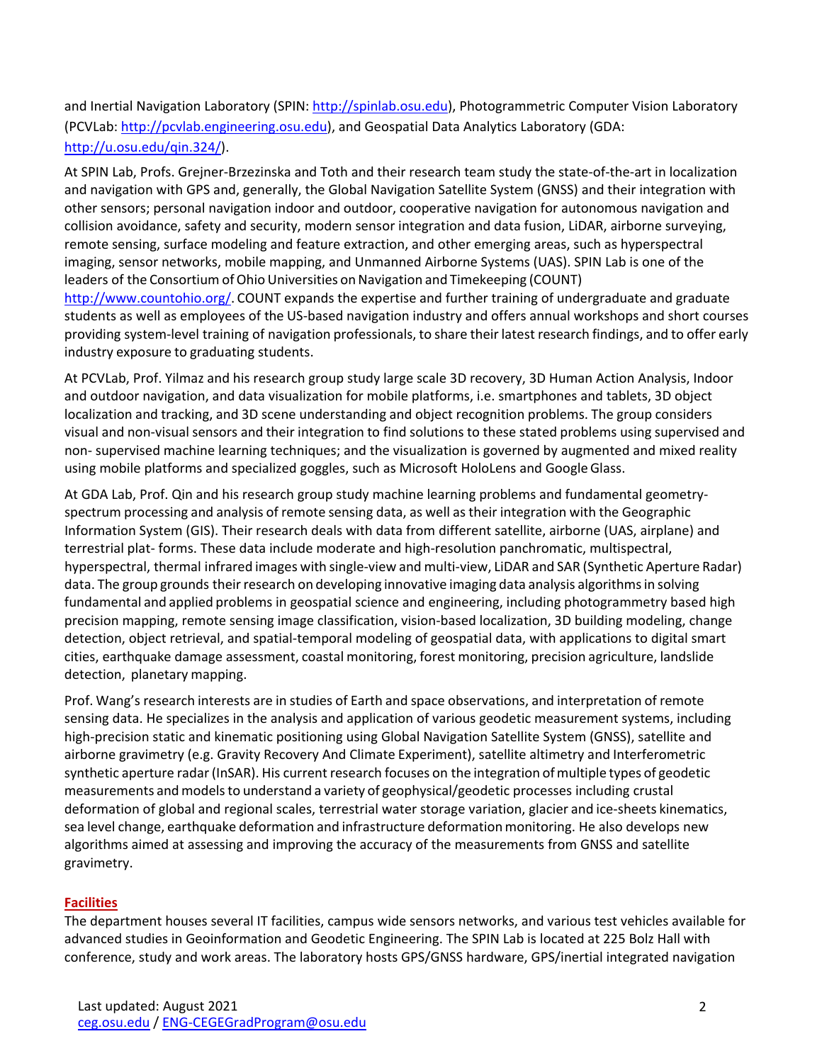and Inertial Navigation Laboratory (SPIN: http://spinlab.osu.edu), Photogrammetric Computer Vision Laboratory (PCVLab: http://pcvlab.engineering.osu.edu), and Geospatial Data Analytics Laboratory (GDA: http://u.osu.edu/qin.324/).

At SPIN Lab, Profs. Grejner-Brzezinska and Toth and their research team study the state-of-the-art in localization and navigation with GPS and, generally, the Global Navigation Satellite System (GNSS) and their integration with other sensors; personal navigation indoor and outdoor, cooperative navigation for autonomous navigation and collision avoidance, safety and security, modern sensor integration and data fusion, LiDAR, airborne surveying, remote sensing, surface modeling and feature extraction, and other emerging areas, such as hyperspectral imaging, sensor networks, mobile mapping, and Unmanned Airborne Systems (UAS). SPIN Lab is one of the leaders of the Consortium of Ohio Universities on Navigation and Timekeeping (COUNT) http://www.countohio.org/. COUNT expands the expertise and further training of undergraduate and graduate students as well as employees of the US-based navigation industry and offers annual workshops and short courses providing system-level training of navigation professionals, to share their latest research findings, and to offer early industry exposure to graduating students.

At PCVLab, Prof. Yilmaz and his research group study large scale 3D recovery, 3D Human Action Analysis, Indoor and outdoor navigation, and data visualization for mobile platforms, i.e. smartphones and tablets, 3D object localization and tracking, and 3D scene understanding and object recognition problems. The group considers visual and non-visual sensors and their integration to find solutions to these stated problems using supervised and non- supervised machine learning techniques; and the visualization is governed by augmented and mixed reality using mobile platforms and specialized goggles, such as Microsoft HoloLens and Google Glass.

At GDA Lab, Prof. Qin and his research group study machine learning problems and fundamental geometry-spectrum processing and analysis of remote sensing data, as well as their integration with the Geographic Information System (GIS). Their research deals with data from different satellite, airborne (UAS, airplane) and terrestrial plat- forms. These data include moderate and high-resolution panchromatic, multispectral, hyperspectral, thermal infrared images with single-view and multi-view, LiDAR and SAR (Synthetic Aperture Radar) data. The group grounds their research on developing innovative imaging data analysis algorithms in solving fundamental and applied problems in geospatial science and engineering, including photogrammetry based high precision mapping, remote sensing image classification, vision-based localization, 3D building modeling, change detection, object retrieval, and spatial-temporal modeling of geospatial data, with applications to digital smart cities, earthquake damage assessment, coastal monitoring, forest monitoring, precision agriculture, landslide detection, planetary mapping.

Prof. Wang's research interests are in studies of Earth and space observations, and interpretation of remote sensing data. He specializes in the analysis and application of various geodetic measurement systems, including high-precision static and kinematic positioning using Global Navigation Satellite System (GNSS), satellite and airborne gravimetry (e.g. Gravity Recovery And Climate Experiment), satellite altimetry and Interferometric synthetic aperture radar (InSAR). His current research focuses on the integration of multiple types of geodetic measurements and models to understand a variety of geophysical/geodetic processes including crustal deformation of global and regional scales, terrestrial water storage variation, glacier and ice-sheets kinematics, sea level change, earthquake deformation and infrastructure deformation monitoring. He also develops new algorithms aimed at assessing and improving the accuracy of the measurements from GNSS and satellite gravimetry.

## Facilities

The department houses several IT facilities, campus wide sensors networks, and various test vehicles available for advanced studies in Geoinformation and Geodetic Engineering. The SPIN Lab is located at 225 Bolz Hall with conference, study and work areas. The laboratory hosts GPS/GNSS hardware, GPS/inertial integrated navigation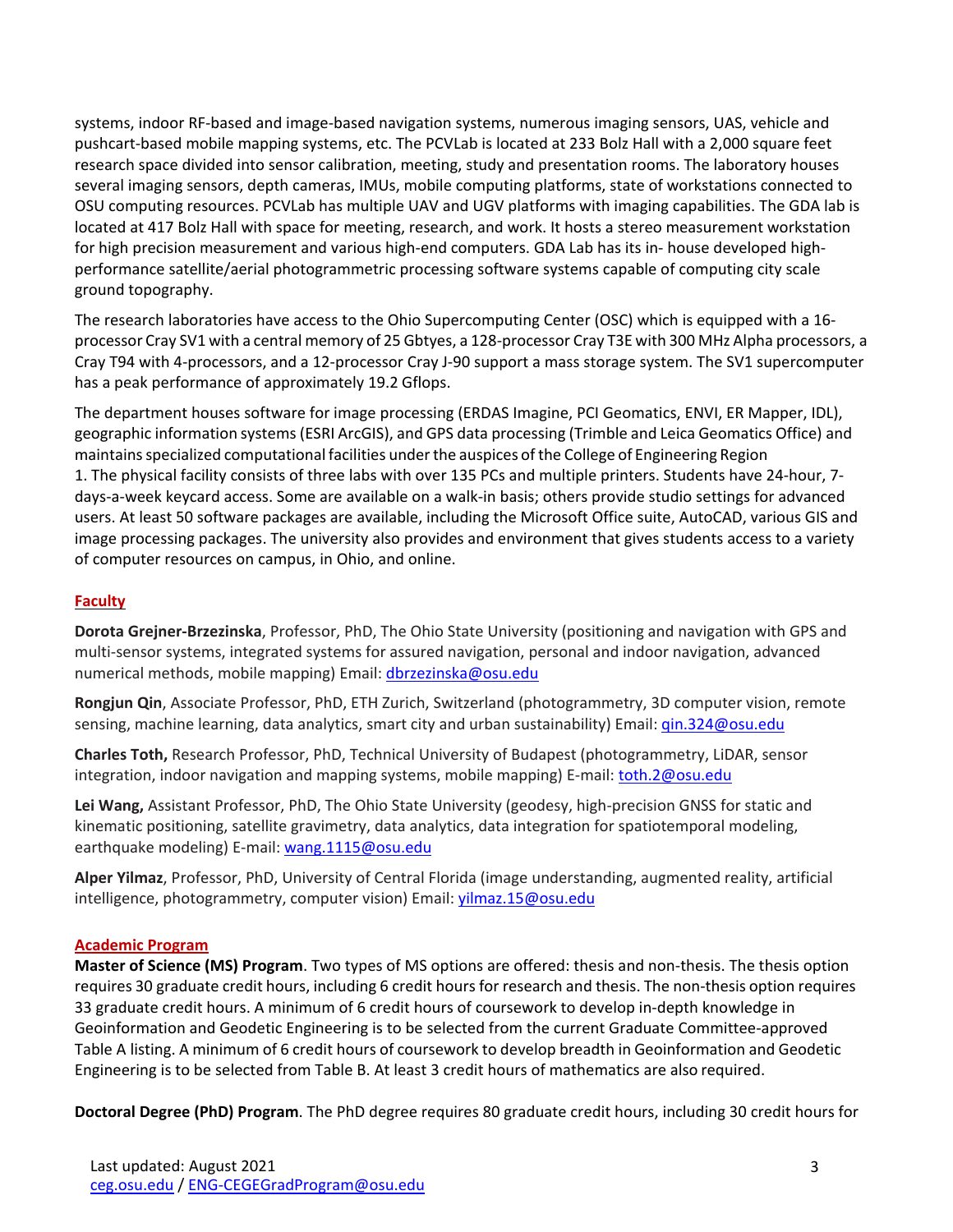systems, indoor RF-based and image-based navigation systems, numerous imaging sensors, UAS, vehicle and pushcart-based mobile mapping systems, etc. The PCVLab is located at 233 Bolz Hall with a 2,000 square feet research space divided into sensor calibration, meeting, study and presentation rooms. The laboratory houses several imaging sensors, depth cameras, IMUs, mobile computing platforms, state of workstations connected to OSU computing resources. PCVLab has multiple UAV and UGV platforms with imaging capabilities. The GDA lab is located at 417 Bolz Hall with space for meeting, research, and work. It hosts a stereo measurement workstation for high precision measurement and various high-end computers. GDA Lab has its in- house developed high-performance satellite/aerial photogrammetric processing software systems capable of computing city scale ground topography.

The research laboratories have access to the Ohio Supercomputing Center (OSC) which is equipped with a 16-processor Cray SV1 with a central memory of 25 Gbtyes, a 128-processor Cray T3E with 300 MHz Alpha processors, a Cray T94 with 4-processors, and a 12-processor Cray J-90 support a mass storage system. The SV1 supercomputer has a peak performance of approximately 19.2 Gflops.

The department houses software for image processing (ERDAS Imagine, PCI Geomatics, ENVI, ER Mapper, IDL), geographic information systems (ESRI ArcGIS), and GPS data processing (Trimble and Leica Geomatics Office) and maintains specialized computational facilities under the auspices of the College of Engineering Region 1. The physical facility consists of three labs with over 135 PCs and multiple printers. Students have 24-hour, 7-days-a-week keycard access. Some are available on a walk-in basis; others provide studio settings for advanced users. At least 50 software packages are available, including the Microsoft Office suite, AutoCAD, various GIS and image processing packages. The university also provides and environment that gives students access to a variety of computer resources on campus, in Ohio, and online.

## Faculty

**Dorota Grejner-Brzezinska**, Professor, PhD, The Ohio State University (positioning and navigation with GPS and multi-sensor systems, integrated systems for assured navigation, personal and indoor navigation, advanced numerical methods, mobile mapping) Email: dbrzezinska@osu.edu

**Rongjun Qin**, Associate Professor, PhD, ETH Zurich, Switzerland (photogrammetry, 3D computer vision, remote sensing, machine learning, data analytics, smart city and urban sustainability) Email: qin.324@osu.edu

**Charles Toth,** Research Professor, PhD, Technical University of Budapest (photogrammetry, LiDAR, sensor integration, indoor navigation and mapping systems, mobile mapping) E-mail: toth.2@osu.edu

**Lei Wang,** Assistant Professor, PhD, The Ohio State University (geodesy, high-precision GNSS for static and kinematic positioning, satellite gravimetry, data analytics, data integration for spatiotemporal modeling, earthquake modeling) E-mail: wang.1115@osu.edu

**Alper Yilmaz**, Professor, PhD, University of Central Florida (image understanding, augmented reality, artificial intelligence, photogrammetry, computer vision) Email: yilmaz.15@osu.edu

## Academic Program

**Master of Science (MS) Program**. Two types of MS options are offered: thesis and non-thesis. The thesis option requires 30 graduate credit hours, including 6 credit hours for research and thesis. The non-thesis option requires 33 graduate credit hours. A minimum of 6 credit hours of coursework to develop in-depth knowledge in Geoinformation and Geodetic Engineering is to be selected from the current Graduate Committee-approved Table A listing. A minimum of 6 credit hours of coursework to develop breadth in Geoinformation and Geodetic Engineering is to be selected from Table B. At least 3 credit hours of mathematics are also required.

**Doctoral Degree (PhD) Program**. The PhD degree requires 80 graduate credit hours, including 30 credit hours for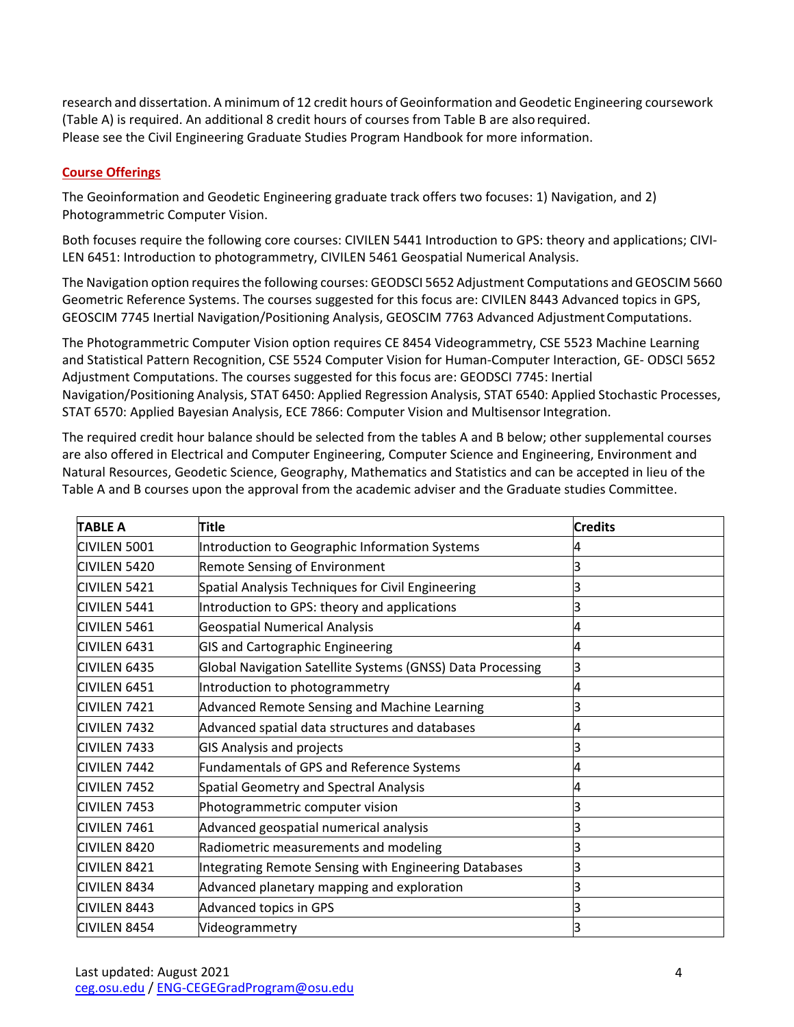research and dissertation. A minimum of 12 credit hours of Geoinformation and Geodetic Engineering coursework (Table A) is required. An additional 8 credit hours of courses from Table B are also required. Please see the Civil Engineering Graduate Studies Program Handbook for more information.

## Course Offerings

The Geoinformation and Geodetic Engineering graduate track offers two focuses: 1) Navigation, and 2) Photogrammetric Computer Vision.

Both focuses require the following core courses: CIVILEN 5441 Introduction to GPS: theory and applications; CIVI-LEN 6451: Introduction to photogrammetry, CIVILEN 5461 Geospatial Numerical Analysis.

The Navigation option requires the following courses: GEODSCI 5652 Adjustment Computations and GEOSCIM 5660 Geometric Reference Systems. The courses suggested for this focus are: CIVILEN 8443 Advanced topics in GPS, GEOSCIM 7745 Inertial Navigation/Positioning Analysis, GEOSCIM 7763 Advanced Adjustment Computations.

The Photogrammetric Computer Vision option requires CE 8454 Videogrammetry, CSE 5523 Machine Learning and Statistical Pattern Recognition, CSE 5524 Computer Vision for Human-Computer Interaction, GE- ODSCI 5652 Adjustment Computations. The courses suggested for this focus are: GEODSCI 7745: Inertial Navigation/Positioning Analysis, STAT 6450: Applied Regression Analysis, STAT 6540: Applied Stochastic Processes, STAT 6570: Applied Bayesian Analysis, ECE 7866: Computer Vision and Multisensor Integration.

The required credit hour balance should be selected from the tables A and B below; other supplemental courses are also offered in Electrical and Computer Engineering, Computer Science and Engineering, Environment and Natural Resources, Geodetic Science, Geography, Mathematics and Statistics and can be accepted in lieu of the Table A and B courses upon the approval from the academic adviser and the Graduate studies Committee.

| TABLE A | Title | Credits |
|---|---|---|
| CIVILEN 5001 | Introduction to Geographic Information Systems | 4 |
| CIVILEN 5420 | Remote Sensing of Environment | 3 |
| CIVILEN 5421 | Spatial Analysis Techniques for Civil Engineering | 3 |
| CIVILEN 5441 | Introduction to GPS: theory and applications | 3 |
| CIVILEN 5461 | Geospatial Numerical Analysis | 4 |
| CIVILEN 6431 | GIS and Cartographic Engineering | 4 |
| CIVILEN 6435 | Global Navigation Satellite Systems (GNSS) Data Processing | 3 |
| CIVILEN 6451 | Introduction to photogrammetry | 4 |
| CIVILEN 7421 | Advanced Remote Sensing and Machine Learning | 3 |
| CIVILEN 7432 | Advanced spatial data structures and databases | 4 |
| CIVILEN 7433 | GIS Analysis and projects | 3 |
| CIVILEN 7442 | Fundamentals of GPS and Reference Systems | 4 |
| CIVILEN 7452 | Spatial Geometry and Spectral Analysis | 4 |
| CIVILEN 7453 | Photogrammetric computer vision | 3 |
| CIVILEN 7461 | Advanced geospatial numerical analysis | 3 |
| CIVILEN 8420 | Radiometric measurements and modeling | 3 |
| CIVILEN 8421 | Integrating Remote Sensing with Engineering Databases | 3 |
| CIVILEN 8434 | Advanced planetary mapping and exploration | 3 |
| CIVILEN 8443 | Advanced topics in GPS | 3 |
| CIVILEN 8454 | Videogrammetry | 3 |

Last updated: August 2021
ceg.osu.edu / ENG-CEGEGradProgram@osu.edu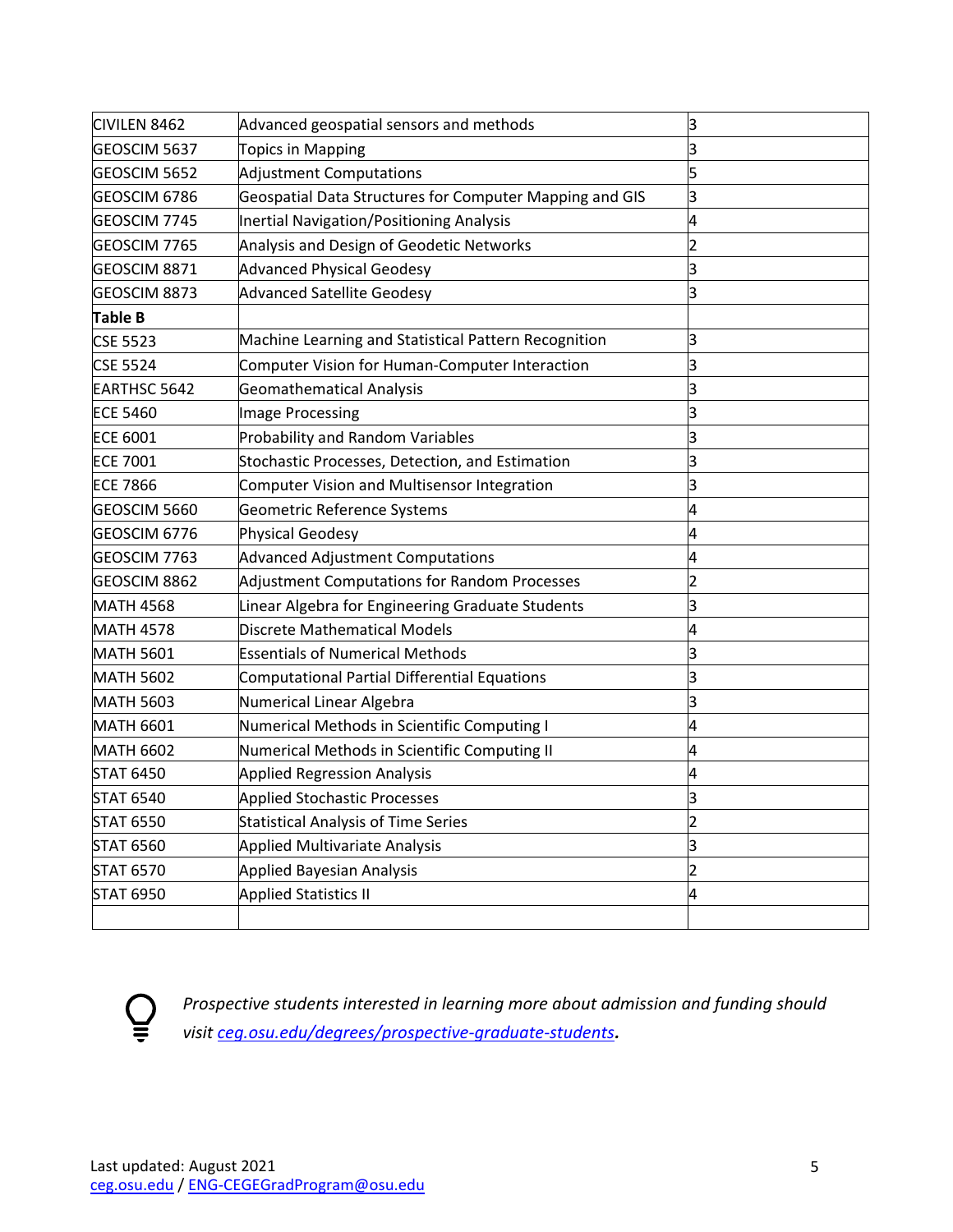| | | |
|---|---|---|
| CIVILEN 8462 | Advanced geospatial sensors and methods | 3 |
| GEOSCIM 5637 | Topics in Mapping | 3 |
| GEOSCIM 5652 | Adjustment Computations | 5 |
| GEOSCIM 6786 | Geospatial Data Structures for Computer Mapping and GIS | 3 |
| GEOSCIM 7745 | Inertial Navigation/Positioning Analysis | 4 |
| GEOSCIM 7765 | Analysis and Design of Geodetic Networks | 2 |
| GEOSCIM 8871 | Advanced Physical Geodesy | 3 |
| GEOSCIM 8873 | Advanced Satellite Geodesy | 3 |
| **Table B** | | |
| CSE 5523 | Machine Learning and Statistical Pattern Recognition | 3 |
| CSE 5524 | Computer Vision for Human-Computer Interaction | 3 |
| EARTHSC 5642 | Geomathematical Analysis | 3 |
| ECE 5460 | Image Processing | 3 |
| ECE 6001 | Probability and Random Variables | 3 |
| ECE 7001 | Stochastic Processes, Detection, and Estimation | 3 |
| ECE 7866 | Computer Vision and Multisensor Integration | 3 |
| GEOSCIM 5660 | Geometric Reference Systems | 4 |
| GEOSCIM 6776 | Physical Geodesy | 4 |
| GEOSCIM 7763 | Advanced Adjustment Computations | 4 |
| GEOSCIM 8862 | Adjustment Computations for Random Processes | 2 |
| MATH 4568 | Linear Algebra for Engineering Graduate Students | 3 |
| MATH 4578 | Discrete Mathematical Models | 4 |
| MATH 5601 | Essentials of Numerical Methods | 3 |
| MATH 5602 | Computational Partial Differential Equations | 3 |
| MATH 5603 | Numerical Linear Algebra | 3 |
| MATH 6601 | Numerical Methods in Scientific Computing I | 4 |
| MATH 6602 | Numerical Methods in Scientific Computing II | 4 |
| STAT 6450 | Applied Regression Analysis | 4 |
| STAT 6540 | Applied Stochastic Processes | 3 |
| STAT 6550 | Statistical Analysis of Time Series | 2 |
| STAT 6560 | Applied Multivariate Analysis | 3 |
| STAT 6570 | Applied Bayesian Analysis | 2 |
| STAT 6950 | Applied Statistics II | 4 |
| | | |

*Prospective students interested in learning more about admission and funding should visit [ceg.osu.edu/degrees/prospective-graduate-students](ceg.osu.edu/degrees/prospective-graduate-students).*

Last updated: August 2021
[ceg.osu.edu](ceg.osu.edu) / [ENG-CEGEGradProgram@osu.edu](mailto:ENG-CEGEGradProgram@osu.edu)